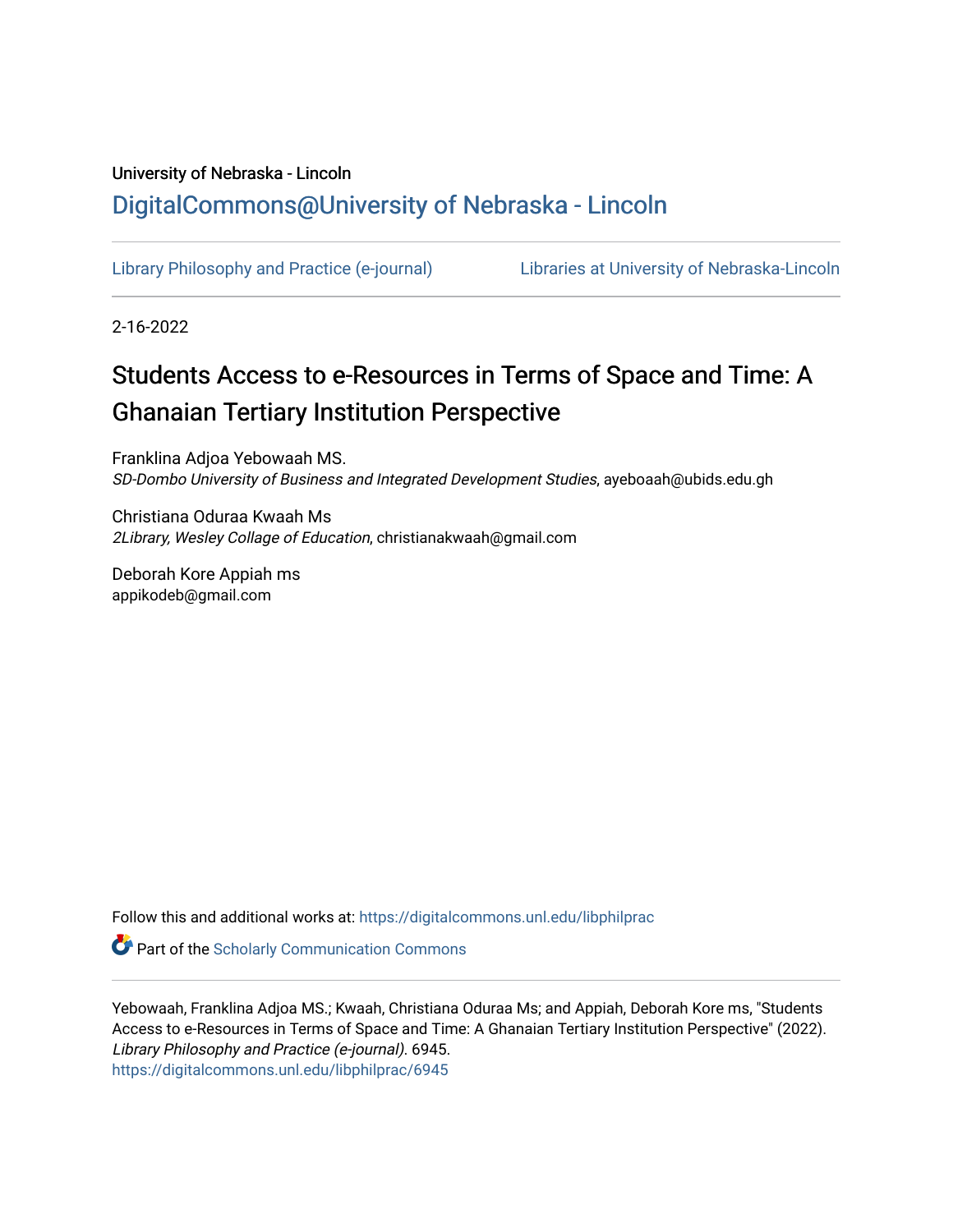University of Nebraska - Lincoln

DigitalCommons@University of Nebraska - Lincoln

Library Philosophy and Practice (e-journal) | Libraries at University of Nebraska-Lincoln

2-16-2022

# Students Access to e-Resources in Terms of Space and Time: A Ghanaian Tertiary Institution Perspective

Franklina Adjoa Yebowaah MS.
*SD-Dombo University of Business and Integrated Development Studies*, ayeboaah@ubids.edu.gh

Christiana Oduraa Kwaah Ms
*2Library, Wesley Collage of Education*, christianakwaah@gmail.com

Deborah Kore Appiah ms
appikodeb@gmail.com

Follow this and additional works at: https://digitalcommons.unl.edu/libphilprac

Part of the Scholarly Communication Commons

Yebowaah, Franklina Adjoa MS.; Kwaah, Christiana Oduraa Ms; and Appiah, Deborah Kore ms, "Students Access to e-Resources in Terms of Space and Time: A Ghanaian Tertiary Institution Perspective" (2022). *Library Philosophy and Practice (e-journal)*. 6945.
https://digitalcommons.unl.edu/libphilprac/6945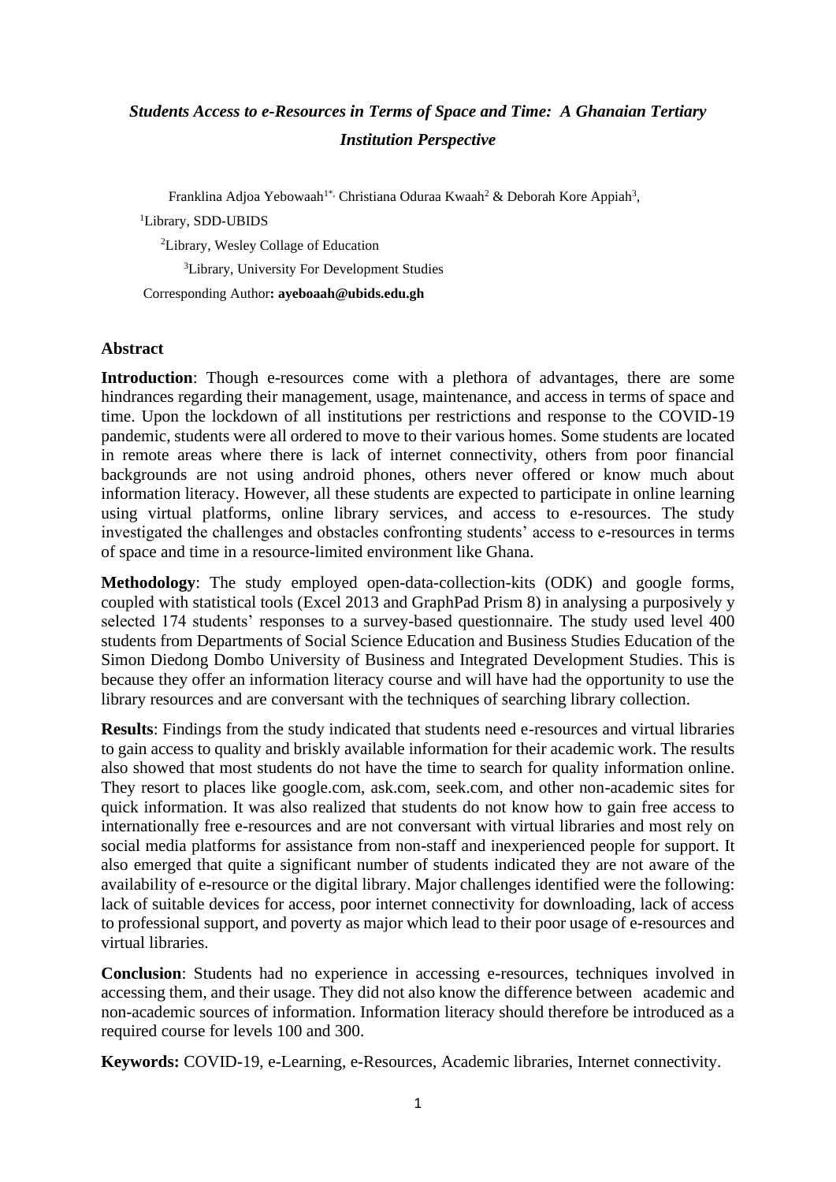# *Students Access to e-Resources in Terms of Space and Time: A Ghanaian Tertiary Institution Perspective*

Franklina Adjoa Yebowaah[1*], Christiana Oduraa Kwaah[2] & Deborah Kore Appiah[3],

[1]Library, SDD-UBIDS

[2]Library, Wesley Collage of Education

[3]Library, University For Development Studies

Corresponding Author**: ayeboaah@ubids.edu.gh**

## Abstract

**Introduction**: Though e-resources come with a plethora of advantages, there are some hindrances regarding their management, usage, maintenance, and access in terms of space and time. Upon the lockdown of all institutions per restrictions and response to the COVID-19 pandemic, students were all ordered to move to their various homes. Some students are located in remote areas where there is lack of internet connectivity, others from poor financial backgrounds are not using android phones, others never offered or know much about information literacy. However, all these students are expected to participate in online learning using virtual platforms, online library services, and access to e-resources. The study investigated the challenges and obstacles confronting students' access to e-resources in terms of space and time in a resource-limited environment like Ghana.

**Methodology**: The study employed open-data-collection-kits (ODK) and google forms, coupled with statistical tools (Excel 2013 and GraphPad Prism 8) in analysing a purposively y selected 174 students' responses to a survey-based questionnaire. The study used level 400 students from Departments of Social Science Education and Business Studies Education of the Simon Diedong Dombo University of Business and Integrated Development Studies. This is because they offer an information literacy course and will have had the opportunity to use the library resources and are conversant with the techniques of searching library collection.

**Results**: Findings from the study indicated that students need e-resources and virtual libraries to gain access to quality and briskly available information for their academic work. The results also showed that most students do not have the time to search for quality information online. They resort to places like google.com, ask.com, seek.com, and other non-academic sites for quick information. It was also realized that students do not know how to gain free access to internationally free e-resources and are not conversant with virtual libraries and most rely on social media platforms for assistance from non-staff and inexperienced people for support. It also emerged that quite a significant number of students indicated they are not aware of the availability of e-resource or the digital library. Major challenges identified were the following: lack of suitable devices for access, poor internet connectivity for downloading, lack of access to professional support, and poverty as major which lead to their poor usage of e-resources and virtual libraries.

**Conclusion**: Students had no experience in accessing e-resources, techniques involved in accessing them, and their usage. They did not also know the difference between academic and non-academic sources of information. Information literacy should therefore be introduced as a required course for levels 100 and 300.

**Keywords:** COVID-19, e-Learning, e-Resources, Academic libraries, Internet connectivity.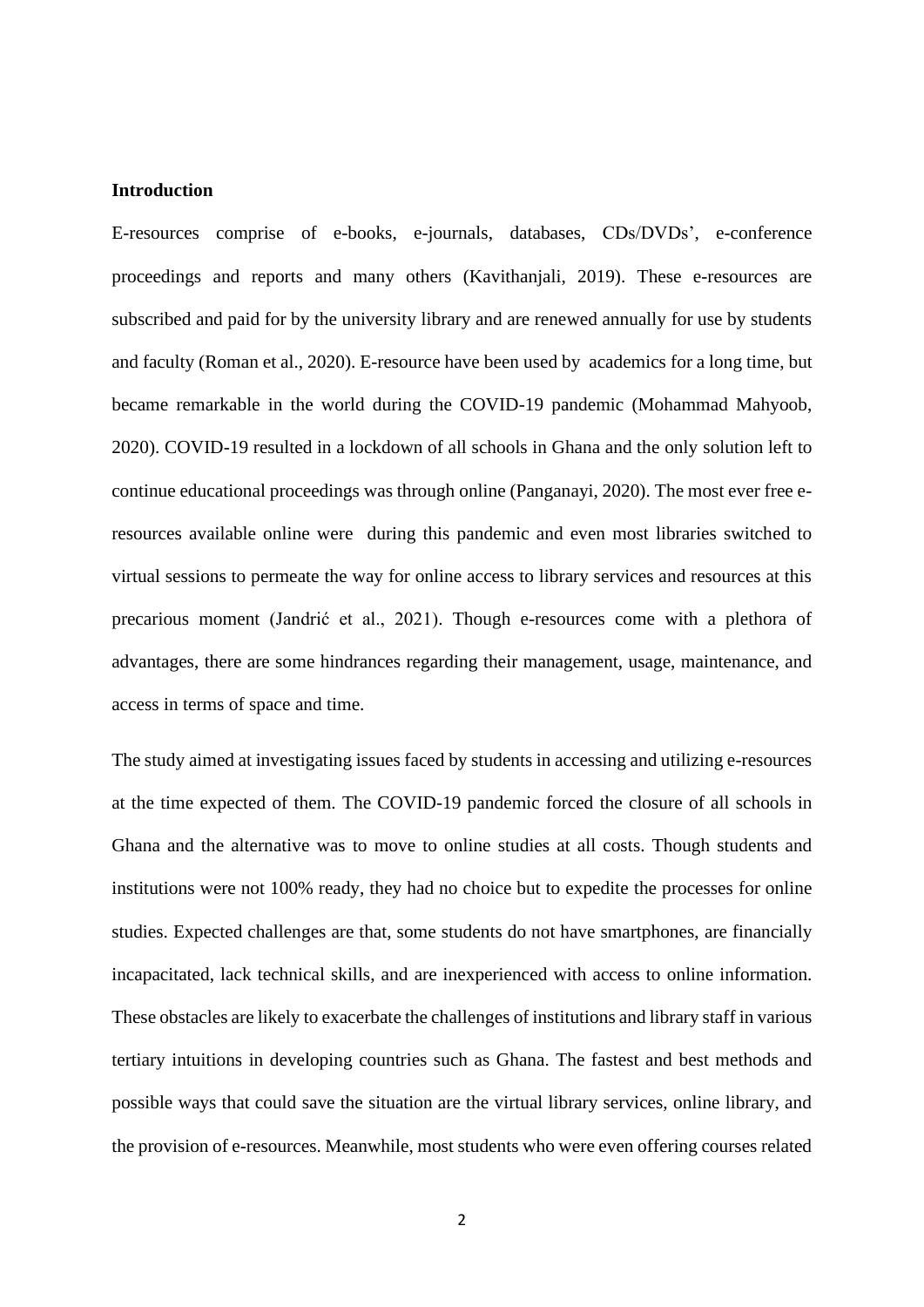**Introduction**

E-resources comprise of e-books, e-journals, databases, CDs/DVDs', e-conference proceedings and reports and many others (Kavithanjali, 2019). These e-resources are subscribed and paid for by the university library and are renewed annually for use by students and faculty (Roman et al., 2020). E-resource have been used by academics for a long time, but became remarkable in the world during the COVID-19 pandemic (Mohammad Mahyoob, 2020). COVID-19 resulted in a lockdown of all schools in Ghana and the only solution left to continue educational proceedings was through online (Panganayi, 2020). The most ever free e-resources available online were during this pandemic and even most libraries switched to virtual sessions to permeate the way for online access to library services and resources at this precarious moment (Jandrić et al., 2021). Though e-resources come with a plethora of advantages, there are some hindrances regarding their management, usage, maintenance, and access in terms of space and time.

The study aimed at investigating issues faced by students in accessing and utilizing e-resources at the time expected of them. The COVID-19 pandemic forced the closure of all schools in Ghana and the alternative was to move to online studies at all costs. Though students and institutions were not 100% ready, they had no choice but to expedite the processes for online studies. Expected challenges are that, some students do not have smartphones, are financially incapacitated, lack technical skills, and are inexperienced with access to online information. These obstacles are likely to exacerbate the challenges of institutions and library staff in various tertiary intuitions in developing countries such as Ghana. The fastest and best methods and possible ways that could save the situation are the virtual library services, online library, and the provision of e-resources. Meanwhile, most students who were even offering courses related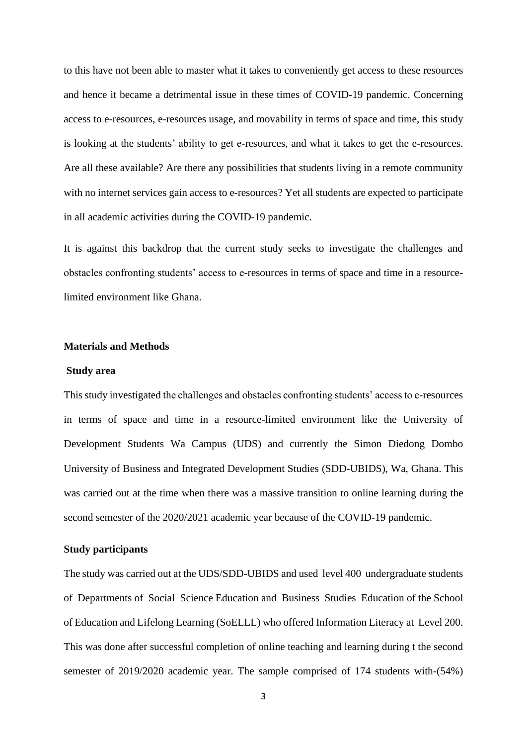to this have not been able to master what it takes to conveniently get access to these resources and hence it became a detrimental issue in these times of COVID-19 pandemic. Concerning access to e-resources, e-resources usage, and movability in terms of space and time, this study is looking at the students' ability to get e-resources, and what it takes to get the e-resources. Are all these available? Are there any possibilities that students living in a remote community with no internet services gain access to e-resources? Yet all students are expected to participate in all academic activities during the COVID-19 pandemic.

It is against this backdrop that the current study seeks to investigate the challenges and obstacles confronting students' access to e-resources in terms of space and time in a resource-limited environment like Ghana.

## Materials and Methods

### Study area

This study investigated the challenges and obstacles confronting students' access to e-resources in terms of space and time in a resource-limited environment like the University of Development Students Wa Campus (UDS) and currently the Simon Diedong Dombo University of Business and Integrated Development Studies (SDD-UBIDS), Wa, Ghana. This was carried out at the time when there was a massive transition to online learning during the second semester of the 2020/2021 academic year because of the COVID-19 pandemic.

### Study participants

The study was carried out at the UDS/SDD-UBIDS and used level 400 undergraduate students of Departments of Social Science Education and Business Studies Education of the School of Education and Lifelong Learning (SoELLL) who offered Information Literacy at Level 200. This was done after successful completion of online teaching and learning during t the second semester of 2019/2020 academic year. The sample comprised of 174 students with-(54%)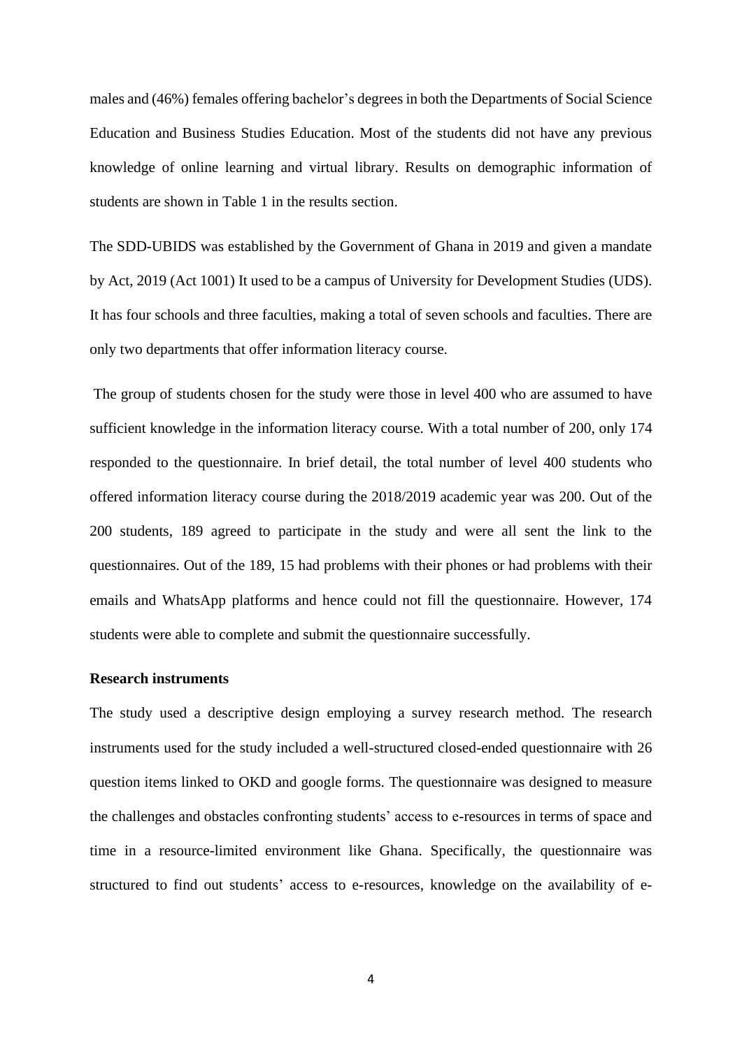males and (46%) females offering bachelor's degrees in both the Departments of Social Science Education and Business Studies Education. Most of the students did not have any previous knowledge of online learning and virtual library. Results on demographic information of students are shown in Table 1 in the results section.

The SDD-UBIDS was established by the Government of Ghana in 2019 and given a mandate by Act, 2019 (Act 1001) It used to be a campus of University for Development Studies (UDS). It has four schools and three faculties, making a total of seven schools and faculties. There are only two departments that offer information literacy course.

The group of students chosen for the study were those in level 400 who are assumed to have sufficient knowledge in the information literacy course. With a total number of 200, only 174 responded to the questionnaire. In brief detail, the total number of level 400 students who offered information literacy course during the 2018/2019 academic year was 200. Out of the 200 students, 189 agreed to participate in the study and were all sent the link to the questionnaires. Out of the 189, 15 had problems with their phones or had problems with their emails and WhatsApp platforms and hence could not fill the questionnaire. However, 174 students were able to complete and submit the questionnaire successfully.

**Research instruments**

The study used a descriptive design employing a survey research method. The research instruments used for the study included a well-structured closed-ended questionnaire with 26 question items linked to OKD and google forms. The questionnaire was designed to measure the challenges and obstacles confronting students' access to e-resources in terms of space and time in a resource-limited environment like Ghana. Specifically, the questionnaire was structured to find out students' access to e-resources, knowledge on the availability of e-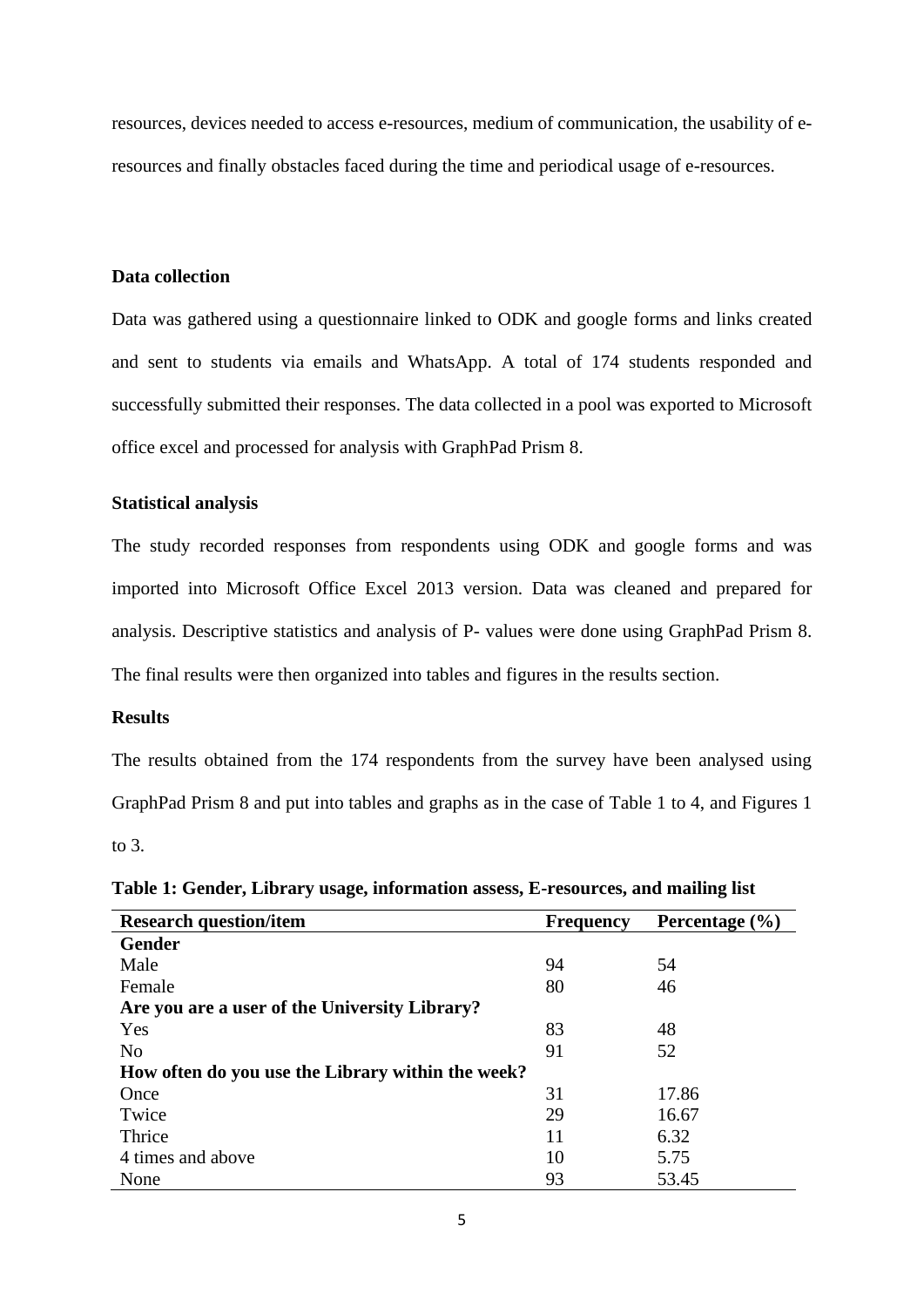resources, devices needed to access e-resources, medium of communication, the usability of e-resources and finally obstacles faced during the time and periodical usage of e-resources.

**Data collection**

Data was gathered using a questionnaire linked to ODK and google forms and links created and sent to students via emails and WhatsApp. A total of 174 students responded and successfully submitted their responses. The data collected in a pool was exported to Microsoft office excel and processed for analysis with GraphPad Prism 8.

**Statistical analysis**

The study recorded responses from respondents using ODK and google forms and was imported into Microsoft Office Excel 2013 version. Data was cleaned and prepared for analysis. Descriptive statistics and analysis of P- values were done using GraphPad Prism 8. The final results were then organized into tables and figures in the results section.

**Results**

The results obtained from the 174 respondents from the survey have been analysed using GraphPad Prism 8 and put into tables and graphs as in the case of Table 1 to 4, and Figures 1 to 3.

**Table 1: Gender, Library usage, information assess, E-resources, and mailing list**

| Research question/item | Frequency | Percentage (%) |
|---|---|---|
| **Gender** | | |
| Male | 94 | 54 |
| Female | 80 | 46 |
| **Are you are a user of the University Library?** | | |
| Yes | 83 | 48 |
| No | 91 | 52 |
| **How often do you use the Library within the week?** | | |
| Once | 31 | 17.86 |
| Twice | 29 | 16.67 |
| Thrice | 11 | 6.32 |
| 4 times and above | 10 | 5.75 |
| None | 93 | 53.45 |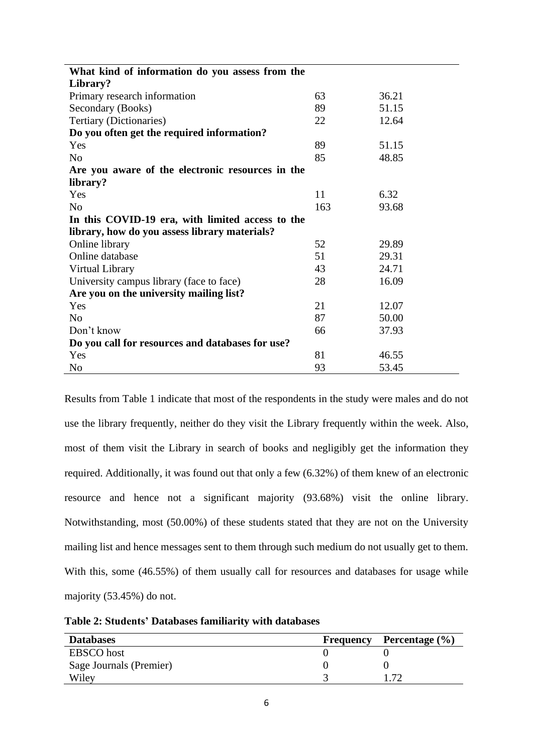| What kind of information do you assess from the Library? | | |
| --- | --- | --- |
| Primary research information | 63 | 36.21 |
| Secondary (Books) | 89 | 51.15 |
| Tertiary (Dictionaries) | 22 | 12.64 |
| **Do you often get the required information?** | | |
| Yes | 89 | 51.15 |
| No | 85 | 48.85 |
| **Are you aware of the electronic resources in the library?** | | |
| Yes | 11 | 6.32 |
| No | 163 | 93.68 |
| **In this COVID-19 era, with limited access to the library, how do you assess library materials?** | | |
| Online library | 52 | 29.89 |
| Online database | 51 | 29.31 |
| Virtual Library | 43 | 24.71 |
| University campus library (face to face) | 28 | 16.09 |
| **Are you on the university mailing list?** | | |
| Yes | 21 | 12.07 |
| No | 87 | 50.00 |
| Don't know | 66 | 37.93 |
| **Do you call for resources and databases for use?** | | |
| Yes | 81 | 46.55 |
| No | 93 | 53.45 |

Results from Table 1 indicate that most of the respondents in the study were males and do not use the library frequently, neither do they visit the Library frequently within the week. Also, most of them visit the Library in search of books and negligibly get the information they required. Additionally, it was found out that only a few (6.32%) of them knew of an electronic resource and hence not a significant majority (93.68%) visit the online library. Notwithstanding, most (50.00%) of these students stated that they are not on the University mailing list and hence messages sent to them through such medium do not usually get to them. With this, some (46.55%) of them usually call for resources and databases for usage while majority (53.45%) do not.

**Table 2: Students' Databases familiarity with databases**

| Databases | Frequency | Percentage (%) |
| --- | --- | --- |
| EBSCO host | 0 | 0 |
| Sage Journals (Premier) | 0 | 0 |
| Wiley | 3 | 1.72 |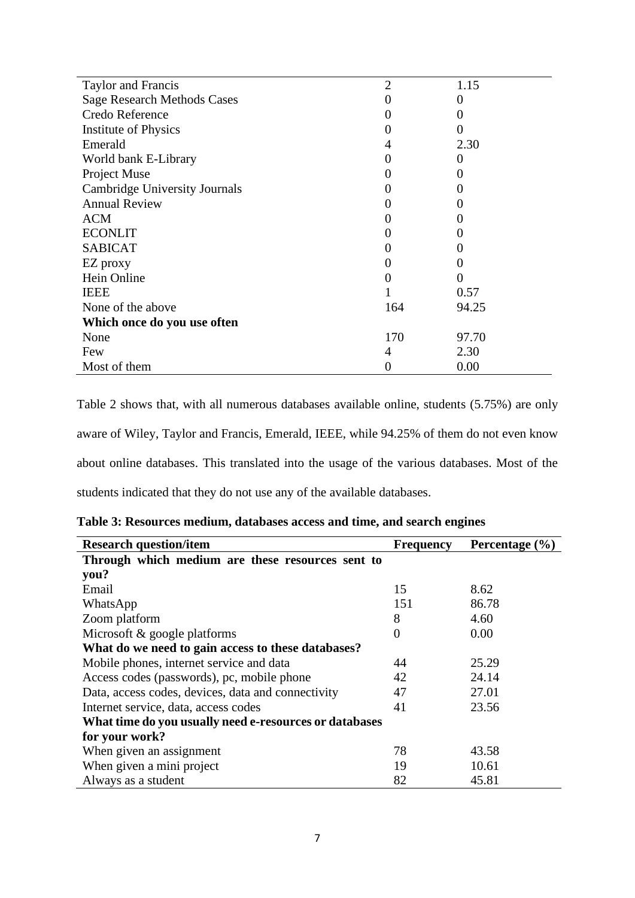| | | |
|---|---|---|
| Taylor and Francis | 2 | 1.15 |
| Sage Research Methods Cases | 0 | 0 |
| Credo Reference | 0 | 0 |
| Institute of Physics | 0 | 0 |
| Emerald | 4 | 2.30 |
| World bank E-Library | 0 | 0 |
| Project Muse | 0 | 0 |
| Cambridge University Journals | 0 | 0 |
| Annual Review | 0 | 0 |
| ACM | 0 | 0 |
| ECONLIT | 0 | 0 |
| SABICAT | 0 | 0 |
| EZ proxy | 0 | 0 |
| Hein Online | 0 | 0 |
| IEEE | 1 | 0.57 |
| None of the above | 164 | 94.25 |
| **Which once do you use often** | | |
| None | 170 | 97.70 |
| Few | 4 | 2.30 |
| Most of them | 0 | 0.00 |

Table 2 shows that, with all numerous databases available online, students (5.75%) are only aware of Wiley, Taylor and Francis, Emerald, IEEE, while 94.25% of them do not even know about online databases. This translated into the usage of the various databases. Most of the students indicated that they do not use any of the available databases.

**Table 3: Resources medium, databases access and time, and search engines**

| Research question/item | Frequency | Percentage (%) |
|---|---|---|
| **Through which medium are these resources sent to you?** | | |
| Email | 15 | 8.62 |
| WhatsApp | 151 | 86.78 |
| Zoom platform | 8 | 4.60 |
| Microsoft & google platforms | 0 | 0.00 |
| **What do we need to gain access to these databases?** | | |
| Mobile phones, internet service and data | 44 | 25.29 |
| Access codes (passwords), pc, mobile phone | 42 | 24.14 |
| Data, access codes, devices, data and connectivity | 47 | 27.01 |
| Internet service, data, access codes | 41 | 23.56 |
| **What time do you usually need e-resources or databases for your work?** | | |
| When given an assignment | 78 | 43.58 |
| When given a mini project | 19 | 10.61 |
| Always as a student | 82 | 45.81 |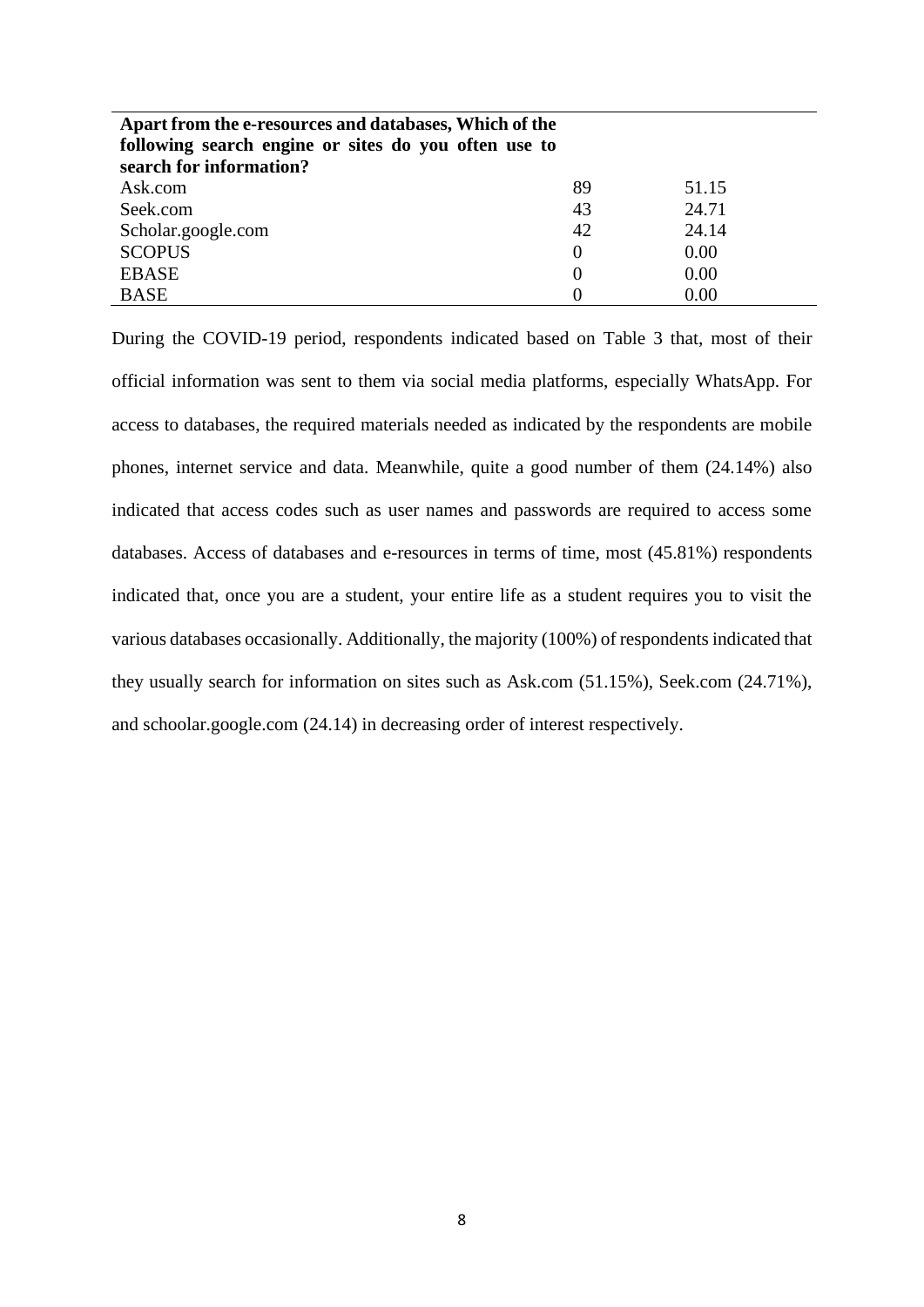| Apart from the e-resources and databases, Which of the following search engine or sites do you often use to search for information? | | |
|---|---|---|
| Ask.com | 89 | 51.15 |
| Seek.com | 43 | 24.71 |
| Scholar.google.com | 42 | 24.14 |
| SCOPUS | 0 | 0.00 |
| EBASE | 0 | 0.00 |
| BASE | 0 | 0.00 |

During the COVID-19 period, respondents indicated based on Table 3 that, most of their official information was sent to them via social media platforms, especially WhatsApp. For access to databases, the required materials needed as indicated by the respondents are mobile phones, internet service and data. Meanwhile, quite a good number of them (24.14%) also indicated that access codes such as user names and passwords are required to access some databases. Access of databases and e-resources in terms of time, most (45.81%) respondents indicated that, once you are a student, your entire life as a student requires you to visit the various databases occasionally. Additionally, the majority (100%) of respondents indicated that they usually search for information on sites such as Ask.com (51.15%), Seek.com (24.71%), and schoolar.google.com (24.14) in decreasing order of interest respectively.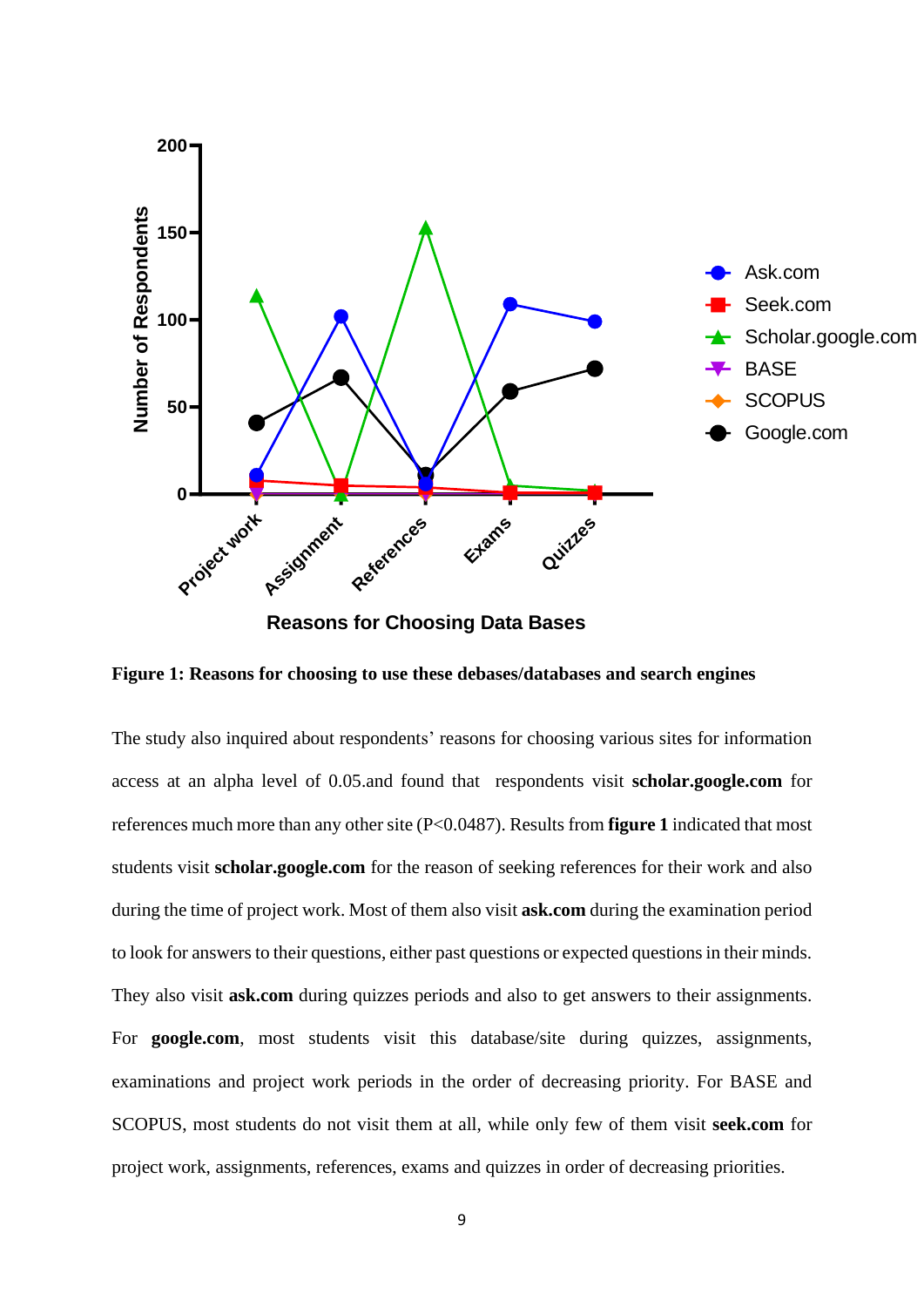**Figure 1: Reasons for choosing to use these debases/databases and search engines**

The study also inquired about respondents' reasons for choosing various sites for information access at an alpha level of 0.05.and found that respondents visit **scholar.google.com** for references much more than any other site (P<0.0487). Results from **figure 1** indicated that most students visit **scholar.google.com** for the reason of seeking references for their work and also during the time of project work. Most of them also visit **ask.com** during the examination period to look for answers to their questions, either past questions or expected questions in their minds. They also visit **ask.com** during quizzes periods and also to get answers to their assignments. For **google.com**, most students visit this database/site during quizzes, assignments, examinations and project work periods in the order of decreasing priority. For BASE and SCOPUS, most students do not visit them at all, while only few of them visit **seek.com** for project work, assignments, references, exams and quizzes in order of decreasing priorities.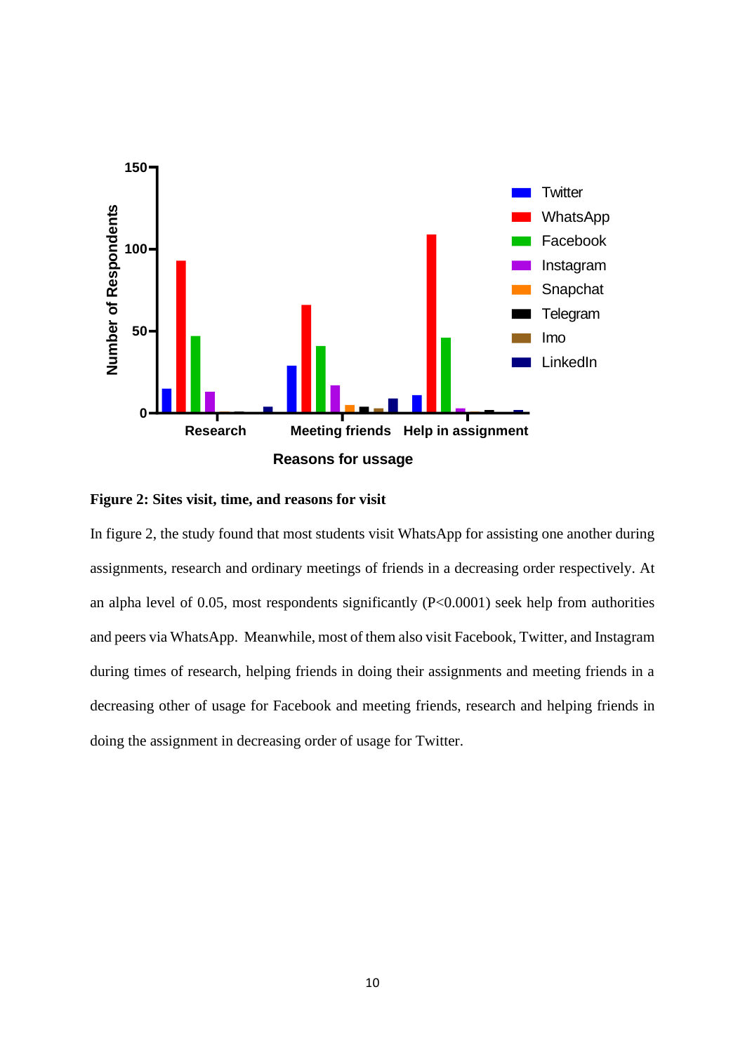**Figure 2: Sites visit, time, and reasons for visit**

In figure 2, the study found that most students visit WhatsApp for assisting one another during assignments, research and ordinary meetings of friends in a decreasing order respectively. At an alpha level of 0.05, most respondents significantly (P<0.0001) seek help from authorities and peers via WhatsApp. Meanwhile, most of them also visit Facebook, Twitter, and Instagram during times of research, helping friends in doing their assignments and meeting friends in a decreasing other of usage for Facebook and meeting friends, research and helping friends in doing the assignment in decreasing order of usage for Twitter.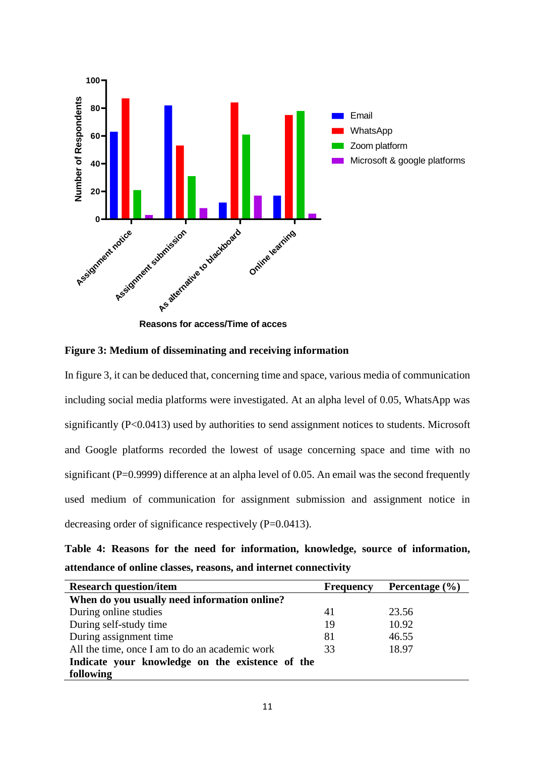**Figure 3: Medium of disseminating and receiving information**

In figure 3, it can be deduced that, concerning time and space, various media of communication including social media platforms were investigated. At an alpha level of 0.05, WhatsApp was significantly (P<0.0413) used by authorities to send assignment notices to students. Microsoft and Google platforms recorded the lowest of usage concerning space and time with no significant (P=0.9999) difference at an alpha level of 0.05. An email was the second frequently used medium of communication for assignment submission and assignment notice in decreasing order of significance respectively (P=0.0413).

**Table 4: Reasons for the need for information, knowledge, source of information, attendance of online classes, reasons, and internet connectivity**

| Research question/item | Frequency | Percentage (%) |
|---|---|---|
| **When do you usually need information online?** | | |
| During online studies | 41 | 23.56 |
| During self-study time | 19 | 10.92 |
| During assignment time | 81 | 46.55 |
| All the time, once I am to do an academic work | 33 | 18.97 |
| **Indicate your knowledge on the existence of the following** | | |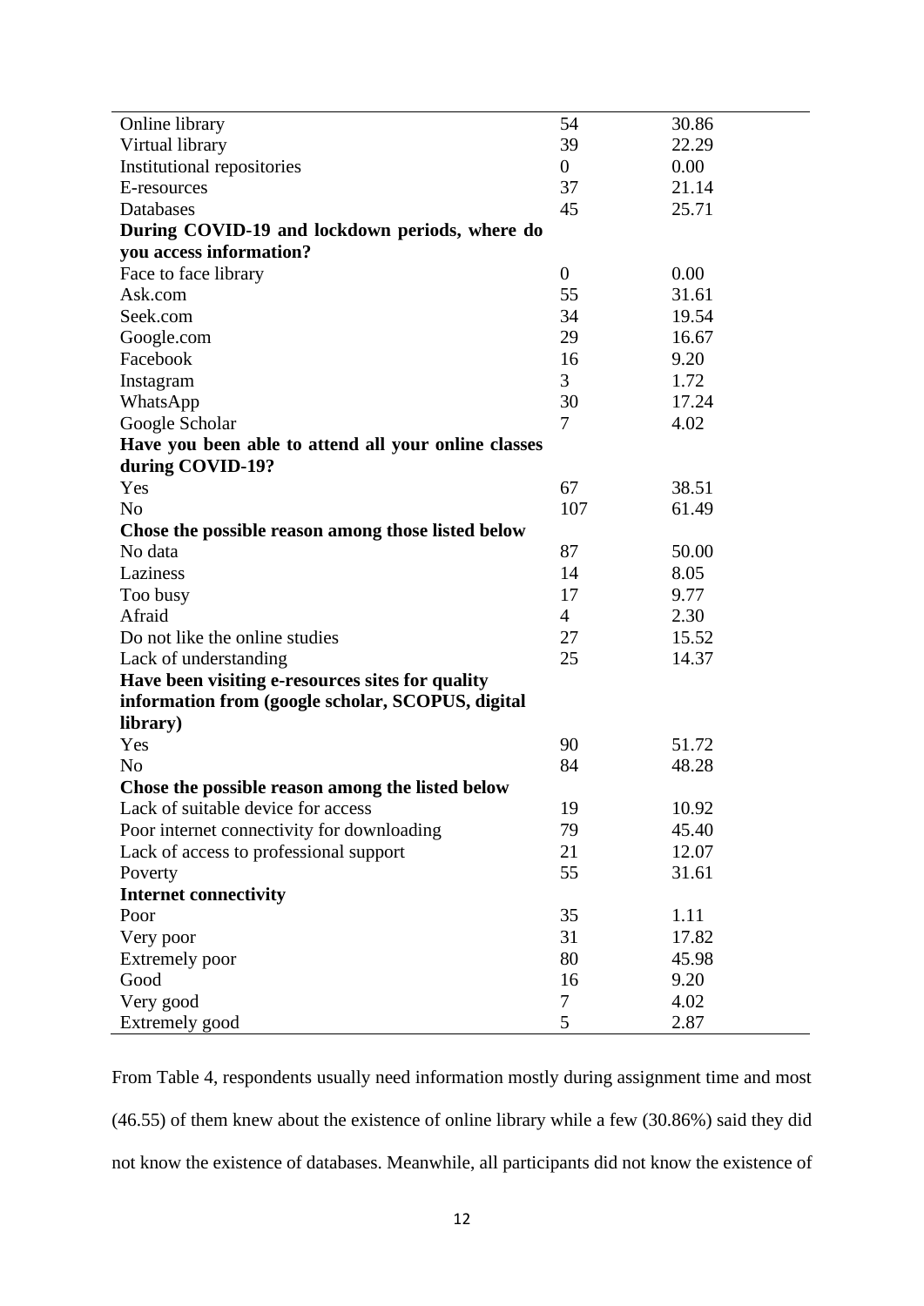| | | |
|---|---|---|
| Online library | 54 | 30.86 |
| Virtual library | 39 | 22.29 |
| Institutional repositories | 0 | 0.00 |
| E-resources | 37 | 21.14 |
| Databases | 45 | 25.71 |
| **During COVID-19 and lockdown periods, where do you access information?** | | |
| Face to face library | 0 | 0.00 |
| Ask.com | 55 | 31.61 |
| Seek.com | 34 | 19.54 |
| Google.com | 29 | 16.67 |
| Facebook | 16 | 9.20 |
| Instagram | 3 | 1.72 |
| WhatsApp | 30 | 17.24 |
| Google Scholar | 7 | 4.02 |
| **Have you been able to attend all your online classes during COVID-19?** | | |
| Yes | 67 | 38.51 |
| No | 107 | 61.49 |
| **Chose the possible reason among those listed below** | | |
| No data | 87 | 50.00 |
| Laziness | 14 | 8.05 |
| Too busy | 17 | 9.77 |
| Afraid | 4 | 2.30 |
| Do not like the online studies | 27 | 15.52 |
| Lack of understanding | 25 | 14.37 |
| **Have been visiting e-resources sites for quality information from (google scholar, SCOPUS, digital library)** | | |
| Yes | 90 | 51.72 |
| No | 84 | 48.28 |
| **Chose the possible reason among the listed below** | | |
| Lack of suitable device for access | 19 | 10.92 |
| Poor internet connectivity for downloading | 79 | 45.40 |
| Lack of access to professional support | 21 | 12.07 |
| Poverty | 55 | 31.61 |
| **Internet connectivity** | | |
| Poor | 35 | 1.11 |
| Very poor | 31 | 17.82 |
| Extremely poor | 80 | 45.98 |
| Good | 16 | 9.20 |
| Very good | 7 | 4.02 |
| Extremely good | 5 | 2.87 |

From Table 4, respondents usually need information mostly during assignment time and most (46.55) of them knew about the existence of online library while a few (30.86%) said they did not know the existence of databases. Meanwhile, all participants did not know the existence of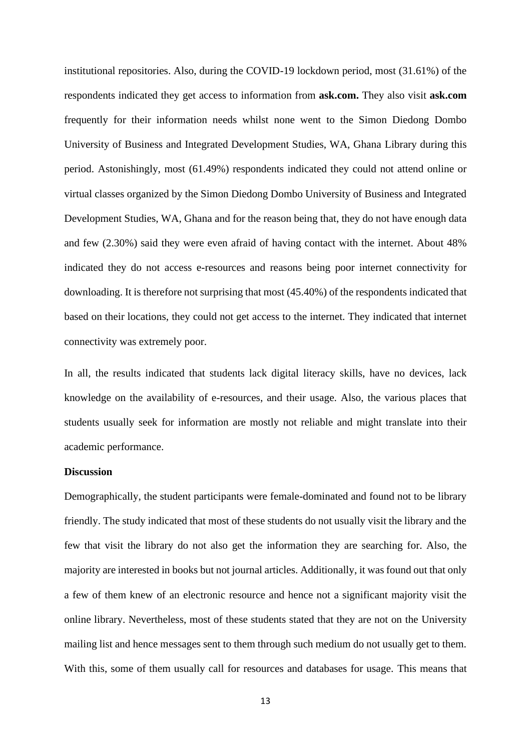institutional repositories. Also, during the COVID-19 lockdown period, most (31.61%) of the respondents indicated they get access to information from **ask.com.** They also visit **ask.com** frequently for their information needs whilst none went to the Simon Diedong Dombo University of Business and Integrated Development Studies, WA, Ghana Library during this period. Astonishingly, most (61.49%) respondents indicated they could not attend online or virtual classes organized by the Simon Diedong Dombo University of Business and Integrated Development Studies, WA, Ghana and for the reason being that, they do not have enough data and few (2.30%) said they were even afraid of having contact with the internet. About 48% indicated they do not access e-resources and reasons being poor internet connectivity for downloading. It is therefore not surprising that most (45.40%) of the respondents indicated that based on their locations, they could not get access to the internet. They indicated that internet connectivity was extremely poor.

In all, the results indicated that students lack digital literacy skills, have no devices, lack knowledge on the availability of e-resources, and their usage. Also, the various places that students usually seek for information are mostly not reliable and might translate into their academic performance.

**Discussion**

Demographically, the student participants were female-dominated and found not to be library friendly. The study indicated that most of these students do not usually visit the library and the few that visit the library do not also get the information they are searching for. Also, the majority are interested in books but not journal articles. Additionally, it was found out that only a few of them knew of an electronic resource and hence not a significant majority visit the online library. Nevertheless, most of these students stated that they are not on the University mailing list and hence messages sent to them through such medium do not usually get to them. With this, some of them usually call for resources and databases for usage. This means that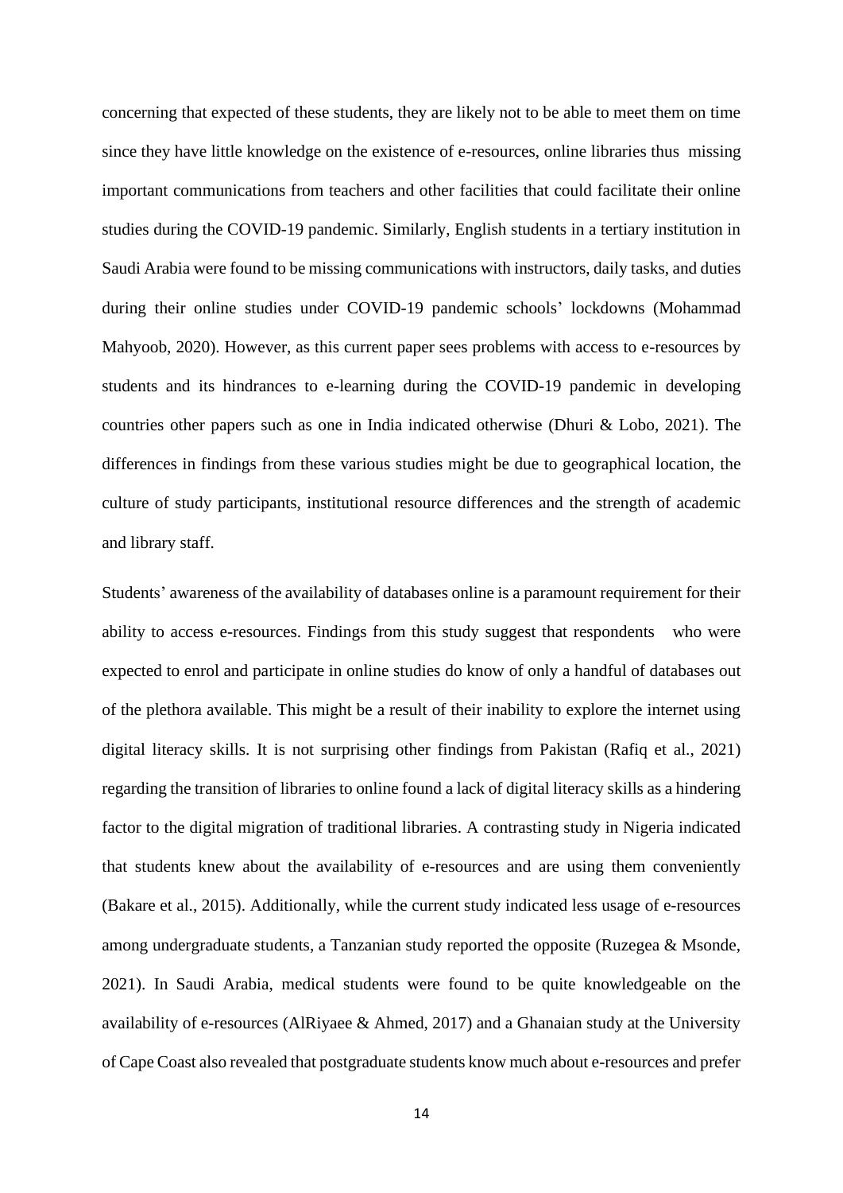concerning that expected of these students, they are likely not to be able to meet them on time since they have little knowledge on the existence of e-resources, online libraries thus missing important communications from teachers and other facilities that could facilitate their online studies during the COVID-19 pandemic. Similarly, English students in a tertiary institution in Saudi Arabia were found to be missing communications with instructors, daily tasks, and duties during their online studies under COVID-19 pandemic schools' lockdowns (Mohammad Mahyoob, 2020). However, as this current paper sees problems with access to e-resources by students and its hindrances to e-learning during the COVID-19 pandemic in developing countries other papers such as one in India indicated otherwise (Dhuri & Lobo, 2021). The differences in findings from these various studies might be due to geographical location, the culture of study participants, institutional resource differences and the strength of academic and library staff.

Students' awareness of the availability of databases online is a paramount requirement for their ability to access e-resources. Findings from this study suggest that respondents who were expected to enrol and participate in online studies do know of only a handful of databases out of the plethora available. This might be a result of their inability to explore the internet using digital literacy skills. It is not surprising other findings from Pakistan (Rafiq et al., 2021) regarding the transition of libraries to online found a lack of digital literacy skills as a hindering factor to the digital migration of traditional libraries. A contrasting study in Nigeria indicated that students knew about the availability of e-resources and are using them conveniently (Bakare et al., 2015). Additionally, while the current study indicated less usage of e-resources among undergraduate students, a Tanzanian study reported the opposite (Ruzegea & Msonde, 2021). In Saudi Arabia, medical students were found to be quite knowledgeable on the availability of e-resources (AlRiyaee & Ahmed, 2017) and a Ghanaian study at the University of Cape Coast also revealed that postgraduate students know much about e-resources and prefer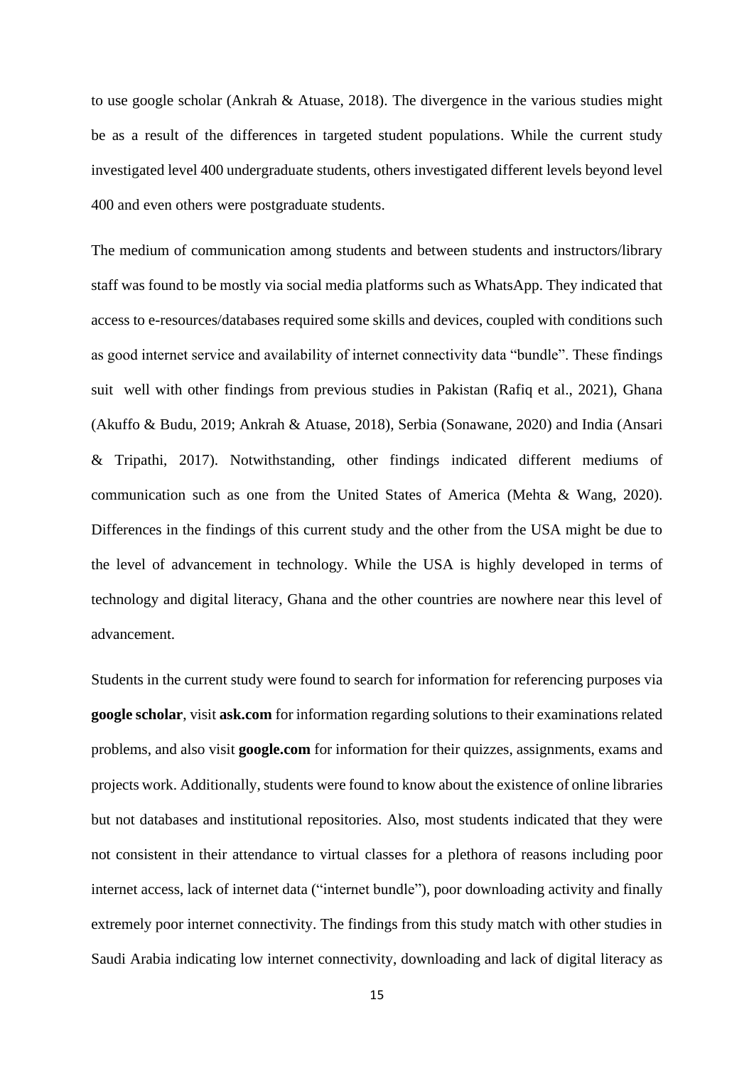to use google scholar (Ankrah & Atuase, 2018). The divergence in the various studies might be as a result of the differences in targeted student populations. While the current study investigated level 400 undergraduate students, others investigated different levels beyond level 400 and even others were postgraduate students.

The medium of communication among students and between students and instructors/library staff was found to be mostly via social media platforms such as WhatsApp. They indicated that access to e-resources/databases required some skills and devices, coupled with conditions such as good internet service and availability of internet connectivity data "bundle". These findings suit well with other findings from previous studies in Pakistan (Rafiq et al., 2021), Ghana (Akuffo & Budu, 2019; Ankrah & Atuase, 2018), Serbia (Sonawane, 2020) and India (Ansari & Tripathi, 2017). Notwithstanding, other findings indicated different mediums of communication such as one from the United States of America (Mehta & Wang, 2020). Differences in the findings of this current study and the other from the USA might be due to the level of advancement in technology. While the USA is highly developed in terms of technology and digital literacy, Ghana and the other countries are nowhere near this level of advancement.

Students in the current study were found to search for information for referencing purposes via **google scholar**, visit **ask.com** for information regarding solutions to their examinations related problems, and also visit **google.com** for information for their quizzes, assignments, exams and projects work. Additionally, students were found to know about the existence of online libraries but not databases and institutional repositories. Also, most students indicated that they were not consistent in their attendance to virtual classes for a plethora of reasons including poor internet access, lack of internet data ("internet bundle"), poor downloading activity and finally extremely poor internet connectivity. The findings from this study match with other studies in Saudi Arabia indicating low internet connectivity, downloading and lack of digital literacy as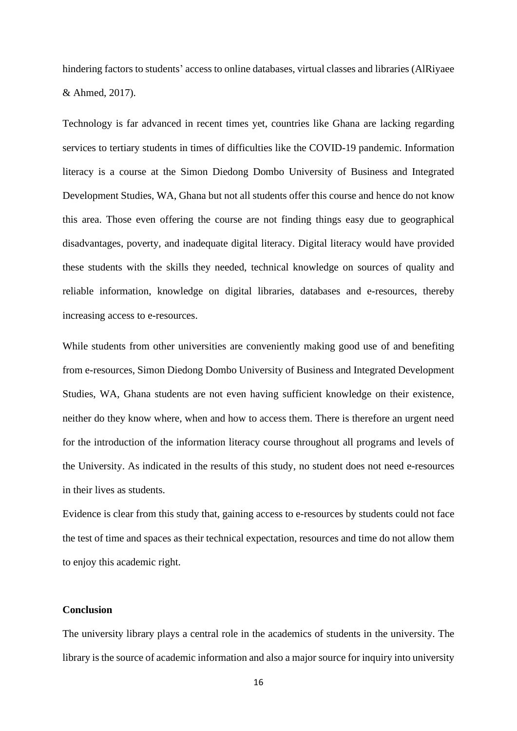hindering factors to students' access to online databases, virtual classes and libraries (AlRiyaee & Ahmed, 2017).

Technology is far advanced in recent times yet, countries like Ghana are lacking regarding services to tertiary students in times of difficulties like the COVID-19 pandemic. Information literacy is a course at the Simon Diedong Dombo University of Business and Integrated Development Studies, WA, Ghana but not all students offer this course and hence do not know this area. Those even offering the course are not finding things easy due to geographical disadvantages, poverty, and inadequate digital literacy. Digital literacy would have provided these students with the skills they needed, technical knowledge on sources of quality and reliable information, knowledge on digital libraries, databases and e-resources, thereby increasing access to e-resources.

While students from other universities are conveniently making good use of and benefiting from e-resources, Simon Diedong Dombo University of Business and Integrated Development Studies, WA, Ghana students are not even having sufficient knowledge on their existence, neither do they know where, when and how to access them. There is therefore an urgent need for the introduction of the information literacy course throughout all programs and levels of the University. As indicated in the results of this study, no student does not need e-resources in their lives as students.

Evidence is clear from this study that, gaining access to e-resources by students could not face the test of time and spaces as their technical expectation, resources and time do not allow them to enjoy this academic right.

## Conclusion

The university library plays a central role in the academics of students in the university. The library is the source of academic information and also a major source for inquiry into university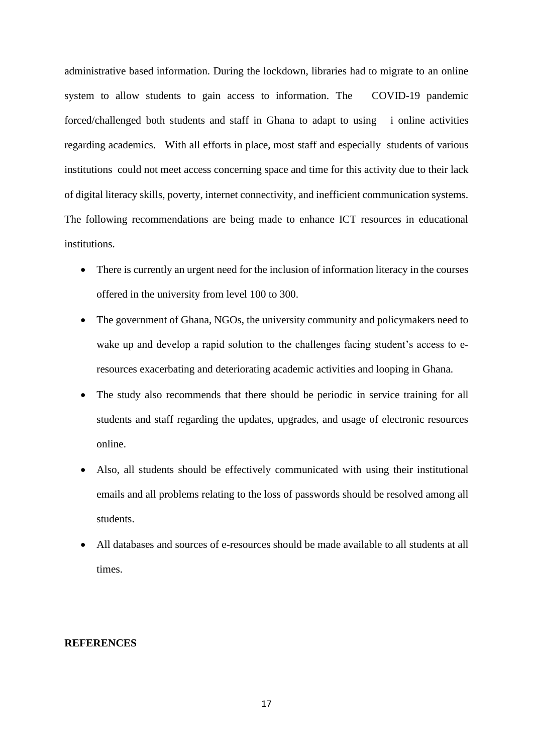administrative based information. During the lockdown, libraries had to migrate to an online system to allow students to gain access to information. The COVID-19 pandemic forced/challenged both students and staff in Ghana to adapt to using i online activities regarding academics. With all efforts in place, most staff and especially students of various institutions could not meet access concerning space and time for this activity due to their lack of digital literacy skills, poverty, internet connectivity, and inefficient communication systems. The following recommendations are being made to enhance ICT resources in educational institutions.

- There is currently an urgent need for the inclusion of information literacy in the courses offered in the university from level 100 to 300.
- The government of Ghana, NGOs, the university community and policymakers need to wake up and develop a rapid solution to the challenges facing student's access to e-resources exacerbating and deteriorating academic activities and looping in Ghana.
- The study also recommends that there should be periodic in service training for all students and staff regarding the updates, upgrades, and usage of electronic resources online.
- Also, all students should be effectively communicated with using their institutional emails and all problems relating to the loss of passwords should be resolved among all students.
- All databases and sources of e-resources should be made available to all students at all times.

**REFERENCES**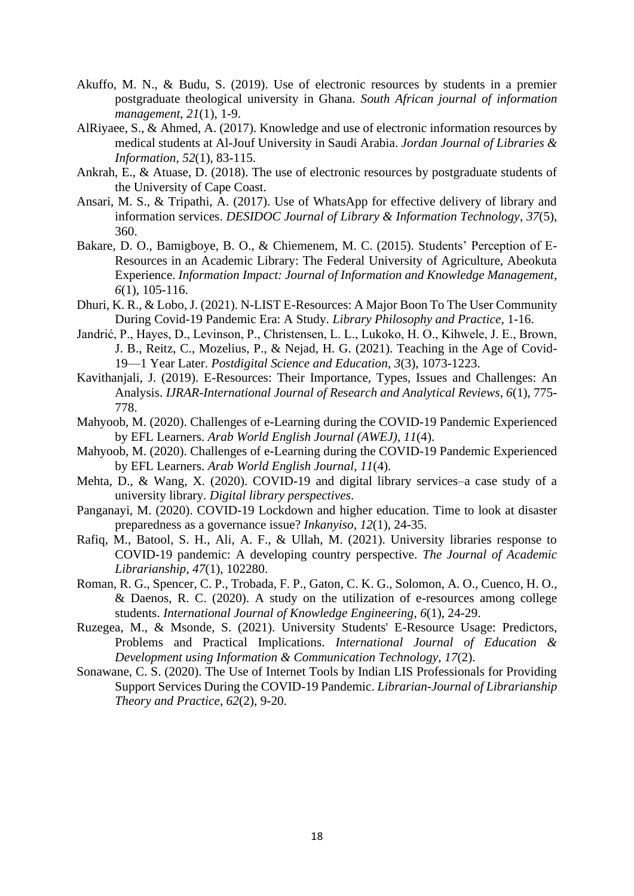Akuffo, M. N., & Budu, S. (2019). Use of electronic resources by students in a premier postgraduate theological university in Ghana. *South African journal of information management*, *21*(1), 1-9.

AlRiyaee, S., & Ahmed, A. (2017). Knowledge and use of electronic information resources by medical students at Al-Jouf University in Saudi Arabia. *Jordan Journal of Libraries & Information*, *52*(1), 83-115.

Ankrah, E., & Atuase, D. (2018). The use of electronic resources by postgraduate students of the University of Cape Coast.

Ansari, M. S., & Tripathi, A. (2017). Use of WhatsApp for effective delivery of library and information services. *DESIDOC Journal of Library & Information Technology*, *37*(5), 360.

Bakare, D. O., Bamigboye, B. O., & Chiemenem, M. C. (2015). Students' Perception of E-Resources in an Academic Library: The Federal University of Agriculture, Abeokuta Experience. *Information Impact: Journal of Information and Knowledge Management*, *6*(1), 105-116.

Dhuri, K. R., & Lobo, J. (2021). N-LIST E-Resources: A Major Boon To The User Community During Covid-19 Pandemic Era: A Study. *Library Philosophy and Practice*, 1-16.

Jandrić, P., Hayes, D., Levinson, P., Christensen, L. L., Lukoko, H. O., Kihwele, J. E., Brown, J. B., Reitz, C., Mozelius, P., & Nejad, H. G. (2021). Teaching in the Age of Covid-19—1 Year Later. *Postdigital Science and Education*, *3*(3), 1073-1223.

Kavithanjali, J. (2019). E-Resources: Their Importance, Types, Issues and Challenges: An Analysis. *IJRAR-International Journal of Research and Analytical Reviews*, *6*(1), 775-778.

Mahyoob, M. (2020). Challenges of e-Learning during the COVID-19 Pandemic Experienced by EFL Learners. *Arab World English Journal (AWEJ)*, *11*(4).

Mahyoob, M. (2020). Challenges of e-Learning during the COVID-19 Pandemic Experienced by EFL Learners. *Arab World English Journal*, *11*(4).

Mehta, D., & Wang, X. (2020). COVID-19 and digital library services–a case study of a university library. *Digital library perspectives*.

Panganayi, M. (2020). COVID-19 Lockdown and higher education. Time to look at disaster preparedness as a governance issue? *Inkanyiso*, *12*(1), 24-35.

Rafiq, M., Batool, S. H., Ali, A. F., & Ullah, M. (2021). University libraries response to COVID-19 pandemic: A developing country perspective. *The Journal of Academic Librarianship*, *47*(1), 102280.

Roman, R. G., Spencer, C. P., Trobada, F. P., Gaton, C. K. G., Solomon, A. O., Cuenco, H. O., & Daenos, R. C. (2020). A study on the utilization of e-resources among college students. *International Journal of Knowledge Engineering*, *6*(1), 24-29.

Ruzegea, M., & Msonde, S. (2021). University Students' E-Resource Usage: Predictors, Problems and Practical Implications. *International Journal of Education & Development using Information & Communication Technology*, *17*(2).

Sonawane, C. S. (2020). The Use of Internet Tools by Indian LIS Professionals for Providing Support Services During the COVID-19 Pandemic. *Librarian-Journal of Librarianship Theory and Practice*, *62*(2), 9-20.